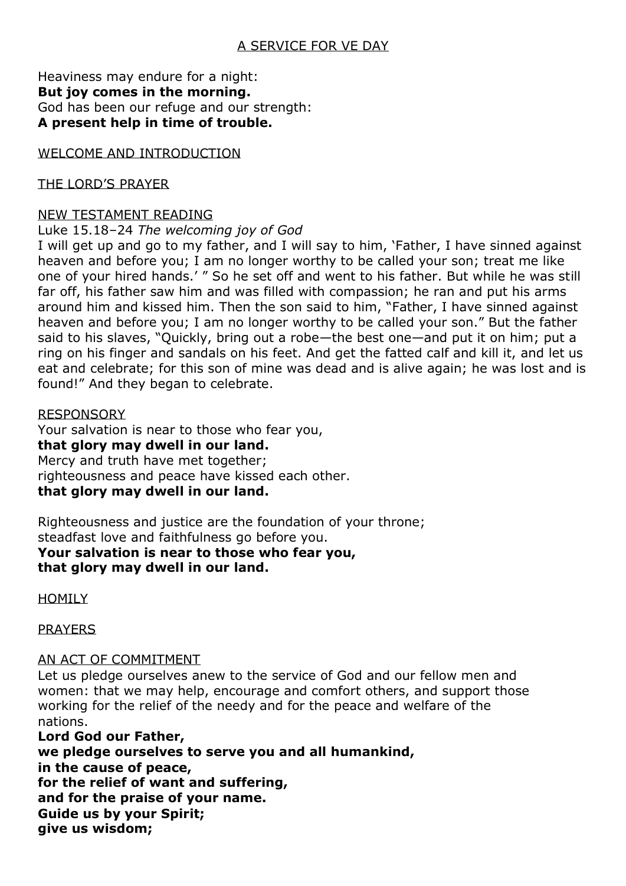# A SERVICE FOR VE DAY

Heaviness may endure for a night:
**But joy comes in the morning.**
God has been our refuge and our strength:
**A present help in time of trouble.**

## WELCOME AND INTRODUCTION

## THE LORD'S PRAYER

## NEW TESTAMENT READING

Luke 15.18–24 *The welcoming joy of God*

I will get up and go to my father, and I will say to him, 'Father, I have sinned against heaven and before you; I am no longer worthy to be called your son; treat me like one of your hired hands.' " So he set off and went to his father. But while he was still far off, his father saw him and was filled with compassion; he ran and put his arms around him and kissed him. Then the son said to him, "Father, I have sinned against heaven and before you; I am no longer worthy to be called your son." But the father said to his slaves, "Quickly, bring out a robe—the best one—and put it on him; put a ring on his finger and sandals on his feet. And get the fatted calf and kill it, and let us eat and celebrate; for this son of mine was dead and is alive again; he was lost and is found!" And they began to celebrate.

## RESPONSORY

Your salvation is near to those who fear you,
**that glory may dwell in our land.**
Mercy and truth have met together;
righteousness and peace have kissed each other.
**that glory may dwell in our land.**

Righteousness and justice are the foundation of your throne;
steadfast love and faithfulness go before you.
**Your salvation is near to those who fear you,**
**that glory may dwell in our land.**

## HOMILY

## PRAYERS

## AN ACT OF COMMITMENT

Let us pledge ourselves anew to the service of God and our fellow men and women: that we may help, encourage and comfort others, and support those working for the relief of the needy and for the peace and welfare of the nations.

**Lord God our Father,**
**we pledge ourselves to serve you and all humankind,**
**in the cause of peace,**
**for the relief of want and suffering,**
**and for the praise of your name.**
**Guide us by your Spirit;**
**give us wisdom;**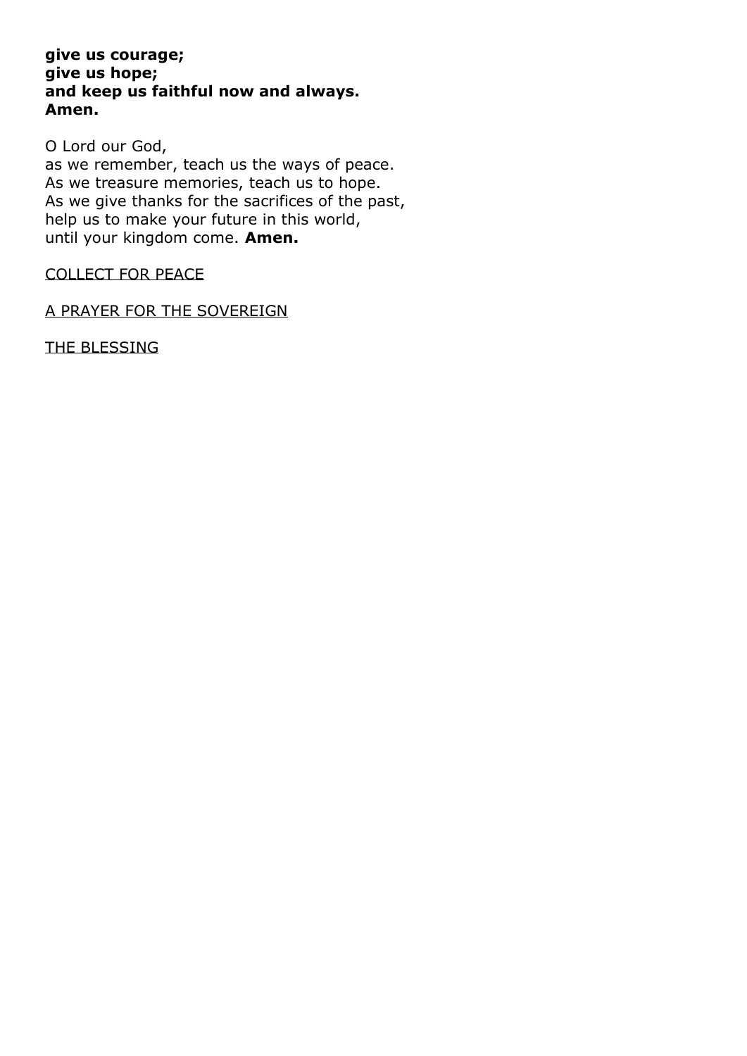**give us courage;**
**give us hope;**
**and keep us faithful now and always.**
**Amen.**

O Lord our God,
as we remember, teach us the ways of peace.
As we treasure memories, teach us to hope.
As we give thanks for the sacrifices of the past,
help us to make your future in this world,
until your kingdom come. **Amen.**

<u>COLLECT FOR PEACE</u>

<u>A PRAYER FOR THE SOVEREIGN</u>

<u>THE BLESSING</u>